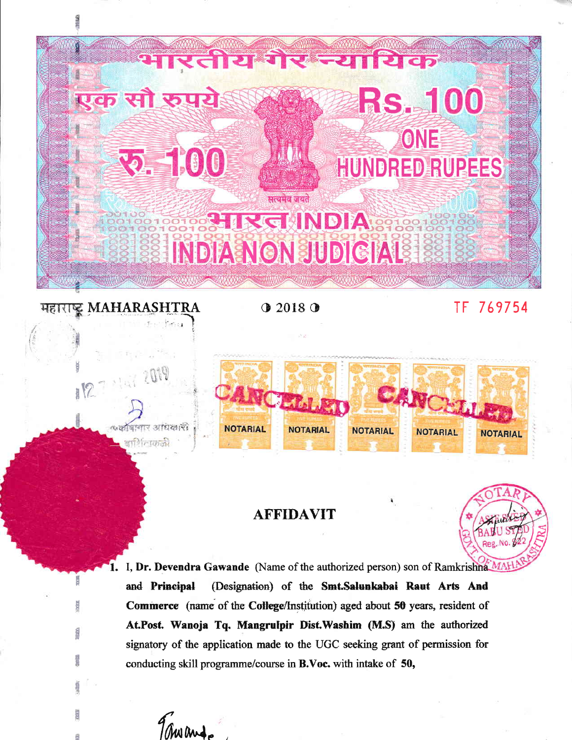भारतीय गैर न्यायिक

एक सौ रुपये

Rs. 100

रु. 100

ONE HUNDRED RUPEES

सत्यमेव जयते

भारत INDIA

INDIA NON JUDICIAL

महाराष्ट्र MAHARASHTRA ◑ 2018 ◑ TF 769754

NOTARIAL NOTARIAL NOTARIAL NOTARIAL NOTARIAL

CANCELLED CANCELLED

# AFFIDAVIT

1. I, **Dr. Devendra Gawande** (Name of the authorized person) son of Ramkrishna and **Principal** (Designation) of the **Smt.Salunkabai Raut Arts And Commerce** (name of the **College**/Institution) aged about **50** years, resident of **At.Post. Wanoja Tq. Mangrulpir Dist.Washim (M.S)** am the authorized signatory of the application made to the UGC seeking grant of permission for conducting skill programme/course in **B.Voc.** with intake of **50,**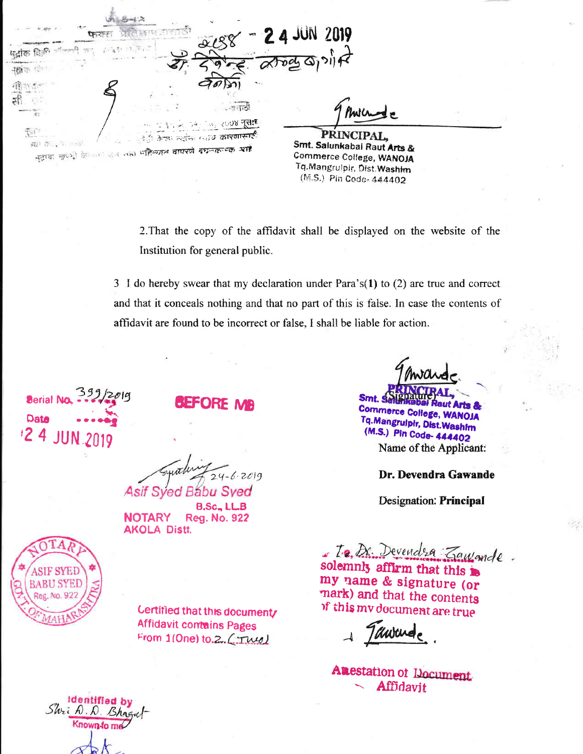2088 - 24 JUN 2019

डॉ. देवेन्द्र गावंडे

वनोजा

PRINCIPAL,
Smt. Salunkabai Raut Arts & Commerce College, WANOJA
Tq.Mangrulpir, Dist.Washim
(M.S.) Pin Code- 444402

2.That the copy of the affidavit shall be displayed on the website of the Institution for general public.

3 I do hereby swear that my declaration under Para's(**1**) to (2) are true and correct and that it conceals nothing and that no part of this is false. In case the contents of affidavit are found to be incorrect or false, I shall be liable for action.

Serial No. 399/2019
Date
24 JUN 2019

BEFORE ME

24-6-2019
Asif Syed Babu Syed
B.Sc., LL.B
NOTARY Reg. No. 922
AKOLA Distt.

NOTARY
ASIF SYED BABU SYED
Reg. No. 922
GOVT. OF MAHARASHTRA

PRINCIPAL,
(Signature)
Smt. Salunkabai Raut Arts & Commerce College, WANOJA
Tq.Mangrulpir, Dist.Washim
(M.S.) Pin Code- 444402

Name of the Applicant:

**Dr. Devendra Gawande**

Designation: **Principal**

I, Dr. Devendra Gawande solemnly affirm that this is my name & signature (or mark) and that the contents of this my document are true

Certified that this document Affidavit contains Pages From 1(One) to 2 (Two)

Attestation of Document Affidavit

Identified by
Shri A. D. Bhagat
Known to me